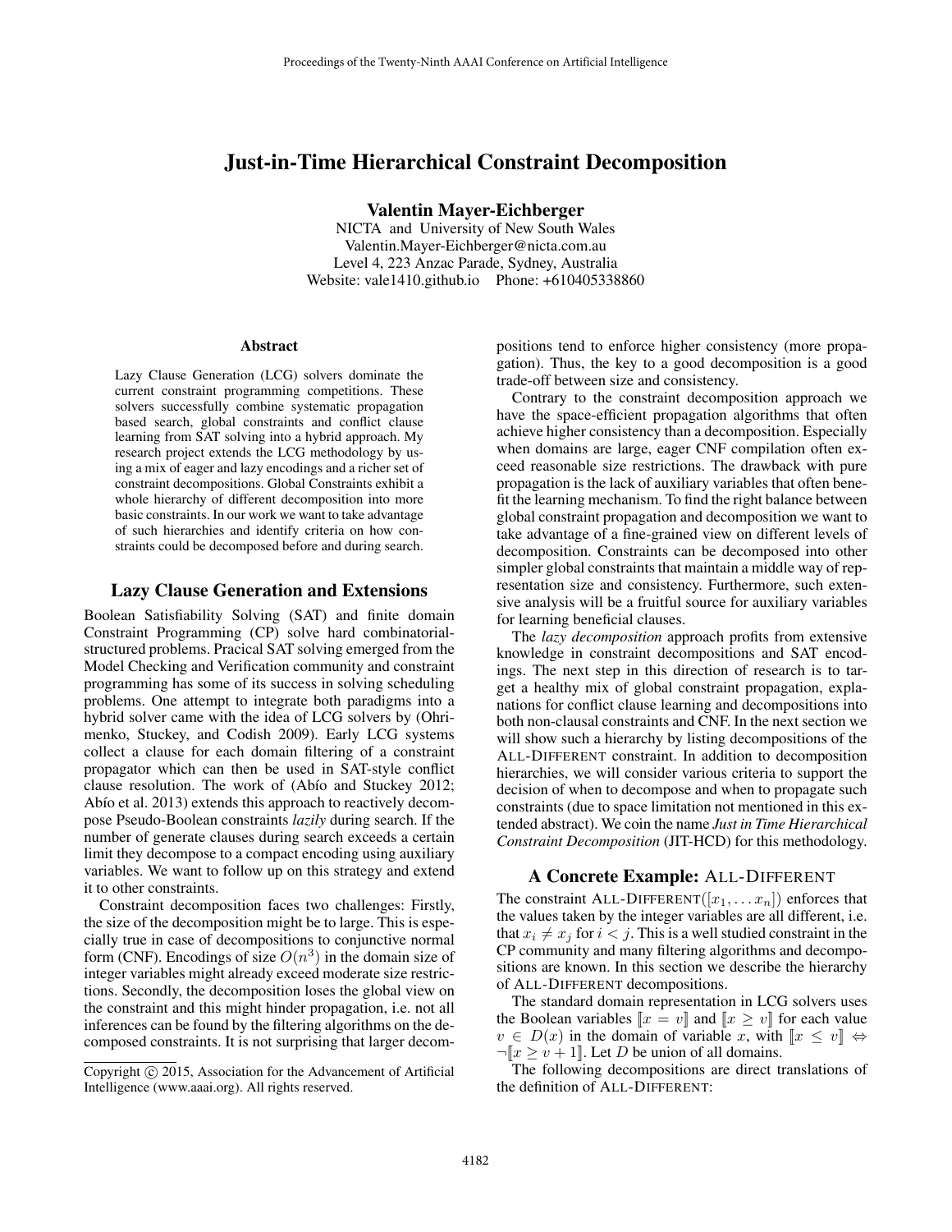# Just-in-Time Hierarchical Constraint Decomposition

**Valentin Mayer-Eichberger**
NICTA and University of New South Wales
Valentin.Mayer-Eichberger@nicta.com.au
Level 4, 223 Anzac Parade, Sydney, Australia
Website: vale1410.github.io Phone: +610405338860

### Abstract

Lazy Clause Generation (LCG) solvers dominate the current constraint programming competitions. These solvers successfully combine systematic propagation based search, global constraints and conflict clause learning from SAT solving into a hybrid approach. My research project extends the LCG methodology by using a mix of eager and lazy encodings and a richer set of constraint decompositions. Global Constraints exhibit a whole hierarchy of different decomposition into more basic constraints. In our work we want to take advantage of such hierarchies and identify criteria on how constraints could be decomposed before and during search.

## Lazy Clause Generation and Extensions

Boolean Satisfiability Solving (SAT) and finite domain Constraint Programming (CP) solve hard combinatorial-structured problems. Pracical SAT solving emerged from the Model Checking and Verification community and constraint programming has some of its success in solving scheduling problems. One attempt to integrate both paradigms into a hybrid solver came with the idea of LCG solvers by (Ohrimenko, Stuckey, and Codish 2009). Early LCG systems collect a clause for each domain filtering of a constraint propagator which can then be used in SAT-style conflict clause resolution. The work of (Abío and Stuckey 2012; Abío et al. 2013) extends this approach to reactively decompose Pseudo-Boolean constraints *lazily* during search. If the number of generate clauses during search exceeds a certain limit they decompose to a compact encoding using auxiliary variables. We want to follow up on this strategy and extend it to other constraints.

Constraint decomposition faces two challenges: Firstly, the size of the decomposition might be to large. This is especially true in case of decompositions to conjunctive normal form (CNF). Encodings of size $O(n^3)$ in the domain size of integer variables might already exceed moderate size restrictions. Secondly, the decomposition loses the global view on the constraint and this might hinder propagation, i.e. not all inferences can be found by the filtering algorithms on the decomposed constraints. It is not surprising that larger decompositions tend to enforce higher consistency (more propagation). Thus, the key to a good decomposition is a good trade-off between size and consistency.

Contrary to the constraint decomposition approach we have the space-efficient propagation algorithms that often achieve higher consistency than a decomposition. Especially when domains are large, eager CNF compilation often exceed reasonable size restrictions. The drawback with pure propagation is the lack of auxiliary variables that often benefit the learning mechanism. To find the right balance between global constraint propagation and decomposition we want to take advantage of a fine-grained view on different levels of decomposition. Constraints can be decomposed into other simpler global constraints that maintain a middle way of representation size and consistency. Furthermore, such extensive analysis will be a fruitful source for auxiliary variables for learning beneficial clauses.

The *lazy decomposition* approach profits from extensive knowledge in constraint decompositions and SAT encodings. The next step in this direction of research is to target a healthy mix of global constraint propagation, explanations for conflict clause learning and decompositions into both non-clausal constraints and CNF. In the next section we will show such a hierarchy by listing decompositions of the ALL-DIFFERENT constraint. In addition to decomposition hierarchies, we will consider various criteria to support the decision of when to decompose and when to propagate such constraints (due to space limitation not mentioned in this extended abstract). We coin the name ***Just in Time Hierarchical Constraint Decomposition*** (JIT-HCD) for this methodology.

## A Concrete Example: ALL-DIFFERENT

The constraint ALL-DIFFERENT$([x_1, \dots x_n])$ enforces that the values taken by the integer variables are all different, i.e. that $x_i \neq x_j$ for $i < j$. This is a well studied constraint in the CP community and many filtering algorithms and decompositions are known. In this section we describe the hierarchy of ALL-DIFFERENT decompositions.

The standard domain representation in LCG solvers uses the Boolean variables $[\![x = v]\!]$ and $[\![x \geq v]\!]$ for each value $v \in D(x)$ in the domain of variable $x$, with $[\![x \leq v]\!] \Leftrightarrow \neg[\![x \geq v + 1]\!]$. Let $D$ be union of all domains.

The following decompositions are direct translations of the definition of ALL-DIFFERENT:

Copyright © 2015, Association for the Advancement of Artificial Intelligence (www.aaai.org). All rights reserved.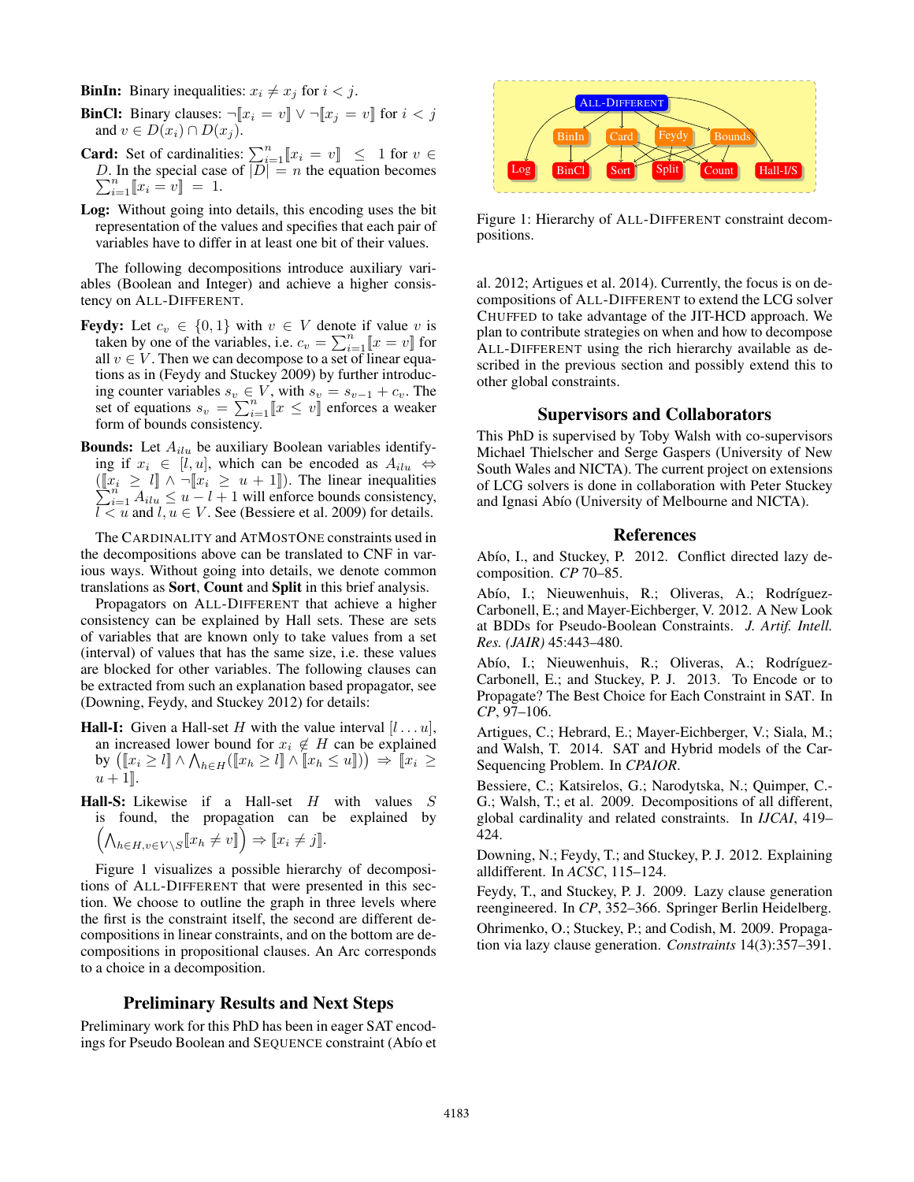**BinIn:** Binary inequalities: $x_i \neq x_j$ for $i < j$.

**BinCl:** Binary clauses: $\neg[\![x_i = v]\!] \vee \neg[\![x_j = v]\!]$ for $i < j$ and $v \in D(x_i) \cap D(x_j)$.

**Card:** Set of cardinalities: $\sum_{i=1}^{n}[\![x_i = v]\!] \leq 1$ for $v \in D$. In the special case of $|D| = n$ the equation becomes $\sum_{i=1}^{n}[\![x_i = v]\!] = 1$.

**Log:** Without going into details, this encoding uses the bit representation of the values and specifies that each pair of variables have to differ in at least one bit of their values.

The following decompositions introduce auxiliary variables (Boolean and Integer) and achieve a higher consistency on ALL-DIFFERENT.

**Feydy:** Let $c_v \in \{0, 1\}$ with $v \in V$ denote if value $v$ is taken by one of the variables, i.e. $c_v = \sum_{i=1}^{n}[\![x = v]\!]$ for all $v \in V$. Then we can decompose to a set of linear equations as in (Feydy and Stuckey 2009) by further introducing counter variables $s_v \in V$, with $s_v = s_{v-1} + c_v$. The set of equations $s_v = \sum_{i=1}^{n}[\![x \leq v]\!]$ enforces a weaker form of bounds consistency.

**Bounds:** Let $A_{ilu}$ be auxiliary Boolean variables identifying if $x_i \in [l, u]$, which can be encoded as $A_{ilu} \Leftrightarrow ([\![x_i \geq l]\!] \wedge \neg[\![x_i \geq u + 1]\!])$. The linear inequalities $\sum_{i=1}^{n} A_{ilu} \leq u - l + 1$ will enforce bounds consistency, $l < u$ and $l, u \in V$. See (Bessiere et al. 2009) for details.

The CARDINALITY and ATMOSTONE constraints used in the decompositions above can be translated to CNF in various ways. Without going into details, we denote common translations as **Sort**, **Count** and **Split** in this brief analysis.

Propagators on ALL-DIFFERENT that achieve a higher consistency can be explained by Hall sets. These are sets of variables that are known only to take values from a set (interval) of values that has the same size, i.e. these values are blocked for other variables. The following clauses can be extracted from such an explanation based propagator, see (Downing, Feydy, and Stuckey 2012) for details:

**Hall-I:** Given a Hall-set $H$ with the value interval $[l \ldots u]$, an increased lower bound for $x_i \notin H$ can be explained by $\left([\![x_i \geq l]\!] \wedge \bigwedge_{h \in H}([\![x_h \geq l]\!] \wedge [\![x_h \leq u]\!])\right) \Rightarrow [\![x_i \geq u + 1]\!]$.

**Hall-S:** Likewise if a Hall-set $H$ with values $S$ is found, the propagation can be explained by $\left(\bigwedge_{h \in H, v \in V \setminus S}[\![x_h \neq v]\!]\right) \Rightarrow [\![x_i \neq j]\!]$.

Figure 1 visualizes a possible hierarchy of decompositions of ALL-DIFFERENT that were presented in this section. We choose to outline the graph in three levels where the first is the constraint itself, the second are different decompositions in linear constraints, and on the bottom are decompositions in propositional clauses. An Arc corresponds to a choice in a decomposition.

## Preliminary Results and Next Steps

Preliminary work for this PhD has been in eager SAT encodings for Pseudo Boolean and SEQUENCE constraint (Abío et al. 2012; Artigues et al. 2014). Currently, the focus is on decompositions of ALL-DIFFERENT to extend the LCG solver CHUFFED to take advantage of the JIT-HCD approach. We plan to contribute strategies on when and how to decompose ALL-DIFFERENT using the rich hierarchy available as described in the previous section and possibly extend this to other global constraints.

ALL-DIFFERENT
BinIn
Card
Feydy
Bounds
Log
BinCl
Sort
Split
Count
Hall-I/S

Figure 1: Hierarchy of ALL-DIFFERENT constraint decompositions.

## Supervisors and Collaborators

This PhD is supervised by Toby Walsh with co-supervisors Michael Thielscher and Serge Gaspers (University of New South Wales and NICTA). The current project on extensions of LCG solvers is done in collaboration with Peter Stuckey and Ignasi Abío (University of Melbourne and NICTA).

## References

Abío, I., and Stuckey, P. 2012. Conflict directed lazy decomposition. *CP* 70–85.

Abío, I.; Nieuwenhuis, R.; Oliveras, A.; Rodríguez-Carbonell, E.; and Mayer-Eichberger, V. 2012. A New Look at BDDs for Pseudo-Boolean Constraints. *J. Artif. Intell. Res. (JAIR)* 45:443–480.

Abío, I.; Nieuwenhuis, R.; Oliveras, A.; Rodríguez-Carbonell, E.; and Stuckey, P. J. 2013. To Encode or to Propagate? The Best Choice for Each Constraint in SAT. In *CP*, 97–106.

Artigues, C.; Hebrard, E.; Mayer-Eichberger, V.; Siala, M.; and Walsh, T. 2014. SAT and Hybrid models of the Car-Sequencing Problem. In *CPAIOR*.

Bessiere, C.; Katsirelos, G.; Narodytska, N.; Quimper, C.-G.; Walsh, T.; et al. 2009. Decompositions of all different, global cardinality and related constraints. In *IJCAI*, 419–424.

Downing, N.; Feydy, T.; and Stuckey, P. J. 2012. Explaining alldifferent. In *ACSC*, 115–124.

Feydy, T., and Stuckey, P. J. 2009. Lazy clause generation reengineered. In *CP*, 352–366. Springer Berlin Heidelberg.

Ohrimenko, O.; Stuckey, P.; and Codish, M. 2009. Propagation via lazy clause generation. *Constraints* 14(3):357–391.